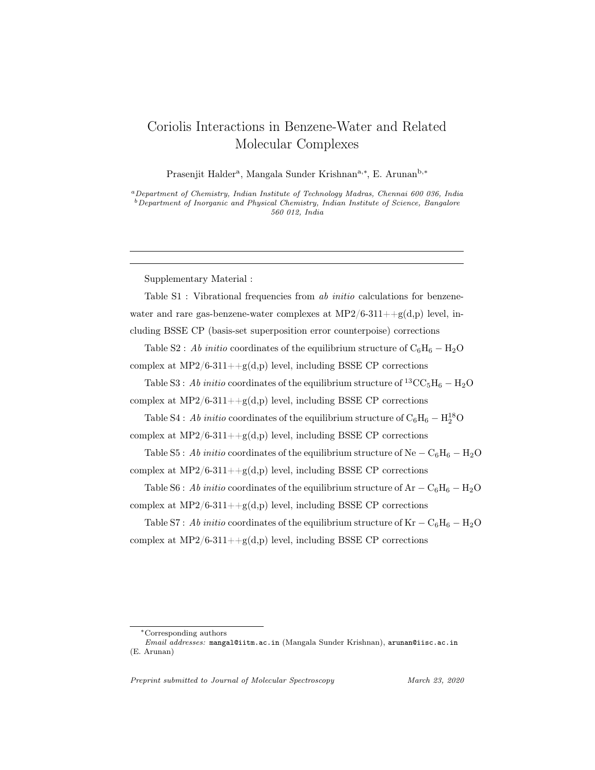# Coriolis Interactions in Benzene-Water and Related Molecular Complexes

Prasenjit Halder[a], Mangala Sunder Krishnan[a,*], E. Arunan[b,*]

[a]*Department of Chemistry, Indian Institute of Technology Madras, Chennai 600 036, India*
[b]*Department of Inorganic and Physical Chemistry, Indian Institute of Science, Bangalore 560 012, India*

---

Supplementary Material :

Table S1 : Vibrational frequencies from *ab initio* calculations for benzene-water and rare gas-benzene-water complexes at MP2/6-311++g(d,p) level, including BSSE CP (basis-set superposition error counterpoise) corrections

Table S2 : *Ab initio* coordinates of the equilibrium structure of $C_6H_6 - H_2O$ complex at MP2/6-311++g(d,p) level, including BSSE CP corrections

Table S3 : *Ab initio* coordinates of the equilibrium structure of $^{13}CC_5H_6 - H_2O$ complex at MP2/6-311++g(d,p) level, including BSSE CP corrections

Table S4 : *Ab initio* coordinates of the equilibrium structure of $C_6H_6 - H_2^{18}O$ complex at MP2/6-311++g(d,p) level, including BSSE CP corrections

Table S5 : *Ab initio* coordinates of the equilibrium structure of $Ne - C_6H_6 - H_2O$ complex at MP2/6-311++g(d,p) level, including BSSE CP corrections

Table S6 : *Ab initio* coordinates of the equilibrium structure of $Ar - C_6H_6 - H_2O$ complex at MP2/6-311++g(d,p) level, including BSSE CP corrections

Table S7 : *Ab initio* coordinates of the equilibrium structure of $Kr - C_6H_6 - H_2O$ complex at MP2/6-311++g(d,p) level, including BSSE CP corrections

---

*Corresponding authors
*Email addresses:* mangal@iitm.ac.in (Mangala Sunder Krishnan), arunan@iisc.ac.in (E. Arunan)

*Preprint submitted to Journal of Molecular Spectroscopy* *March 23, 2020*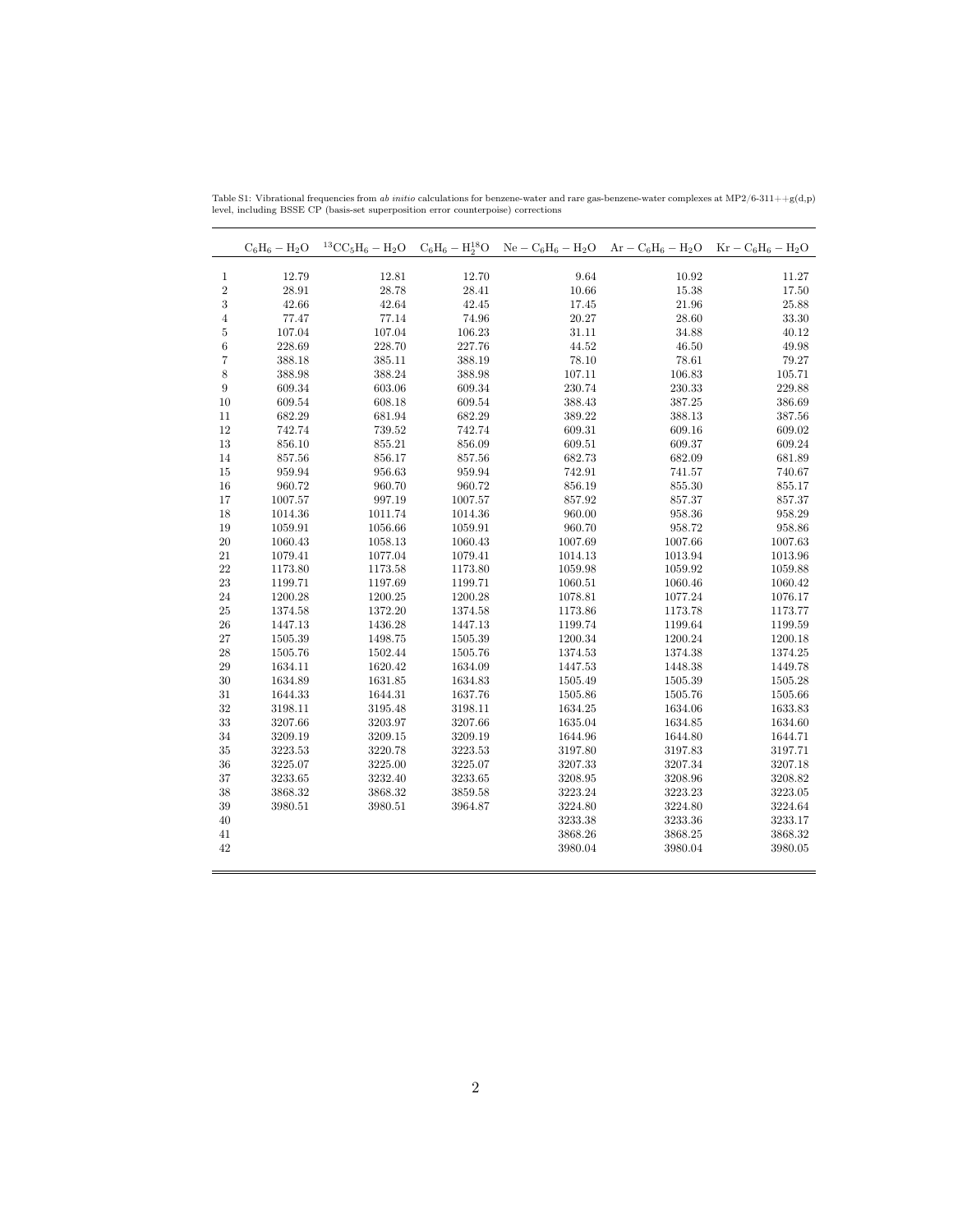Table S1: Vibrational frequencies from *ab initio* calculations for benzene-water and rare gas-benzene-water complexes at MP2/6-311++g(d,p) level, including BSSE CP (basis-set superposition error counterpoise) corrections

| | $C_6H_6-H_2O$ | $^{13}CC_5H_6-H_2O$ | $C_6H_6-H_2^{18}O$ | $Ne-C_6H_6-H_2O$ | $Ar-C_6H_6-H_2O$ | $Kr-C_6H_6-H_2O$ |
|---|---|---|---|---|---|---|
| 1 | 12.79 | 12.81 | 12.70 | 9.64 | 10.92 | 11.27 |
| 2 | 28.91 | 28.78 | 28.41 | 10.66 | 15.38 | 17.50 |
| 3 | 42.66 | 42.64 | 42.45 | 17.45 | 21.96 | 25.88 |
| 4 | 77.47 | 77.14 | 74.96 | 20.27 | 28.60 | 33.30 |
| 5 | 107.04 | 107.04 | 106.23 | 31.11 | 34.88 | 40.12 |
| 6 | 228.69 | 228.70 | 227.76 | 44.52 | 46.50 | 49.98 |
| 7 | 388.18 | 385.11 | 388.19 | 78.10 | 78.61 | 79.27 |
| 8 | 388.98 | 388.24 | 388.98 | 107.11 | 106.83 | 105.71 |
| 9 | 609.34 | 603.06 | 609.34 | 230.74 | 230.33 | 229.88 |
| 10 | 609.54 | 608.18 | 609.54 | 388.43 | 387.25 | 386.69 |
| 11 | 682.29 | 681.94 | 682.29 | 389.22 | 388.13 | 387.56 |
| 12 | 742.74 | 739.52 | 742.74 | 609.31 | 609.16 | 609.02 |
| 13 | 856.10 | 855.21 | 856.09 | 609.51 | 609.37 | 609.24 |
| 14 | 857.56 | 856.17 | 857.56 | 682.73 | 682.09 | 681.89 |
| 15 | 959.94 | 956.63 | 959.94 | 742.91 | 741.57 | 740.67 |
| 16 | 960.72 | 960.70 | 960.72 | 856.19 | 855.30 | 855.17 |
| 17 | 1007.57 | 997.19 | 1007.57 | 857.92 | 857.37 | 857.37 |
| 18 | 1014.36 | 1011.74 | 1014.36 | 960.00 | 958.36 | 958.29 |
| 19 | 1059.91 | 1056.66 | 1059.91 | 960.70 | 958.72 | 958.86 |
| 20 | 1060.43 | 1058.13 | 1060.43 | 1007.69 | 1007.66 | 1007.63 |
| 21 | 1079.41 | 1077.04 | 1079.41 | 1014.13 | 1013.94 | 1013.96 |
| 22 | 1173.80 | 1173.58 | 1173.80 | 1059.98 | 1059.92 | 1059.88 |
| 23 | 1199.71 | 1197.69 | 1199.71 | 1060.51 | 1060.46 | 1060.42 |
| 24 | 1200.28 | 1200.25 | 1200.28 | 1078.81 | 1077.24 | 1076.17 |
| 25 | 1374.58 | 1372.20 | 1374.58 | 1173.86 | 1173.78 | 1173.77 |
| 26 | 1447.13 | 1436.28 | 1447.13 | 1199.74 | 1199.64 | 1199.59 |
| 27 | 1505.39 | 1498.75 | 1505.39 | 1200.34 | 1200.24 | 1200.18 |
| 28 | 1505.76 | 1502.44 | 1505.76 | 1374.53 | 1374.38 | 1374.25 |
| 29 | 1634.11 | 1620.42 | 1634.09 | 1447.53 | 1448.38 | 1449.78 |
| 30 | 1634.89 | 1631.85 | 1634.83 | 1505.49 | 1505.39 | 1505.28 |
| 31 | 1644.33 | 1644.31 | 1637.76 | 1505.86 | 1505.76 | 1505.66 |
| 32 | 3198.11 | 3195.48 | 3198.11 | 1634.25 | 1634.06 | 1633.83 |
| 33 | 3207.66 | 3203.97 | 3207.66 | 1635.04 | 1634.85 | 1634.60 |
| 34 | 3209.19 | 3209.15 | 3209.19 | 1644.96 | 1644.80 | 1644.71 |
| 35 | 3223.53 | 3220.78 | 3223.53 | 3197.80 | 3197.83 | 3197.71 |
| 36 | 3225.07 | 3225.00 | 3225.07 | 3207.33 | 3207.34 | 3207.18 |
| 37 | 3233.65 | 3232.40 | 3233.65 | 3208.95 | 3208.96 | 3208.82 |
| 38 | 3868.32 | 3868.32 | 3859.58 | 3223.24 | 3223.23 | 3223.05 |
| 39 | 3980.51 | 3980.51 | 3964.87 | 3224.80 | 3224.80 | 3224.64 |
| 40 | | | | 3233.38 | 3233.36 | 3233.17 |
| 41 | | | | 3868.26 | 3868.25 | 3868.32 |
| 42 | | | | 3980.04 | 3980.04 | 3980.05 |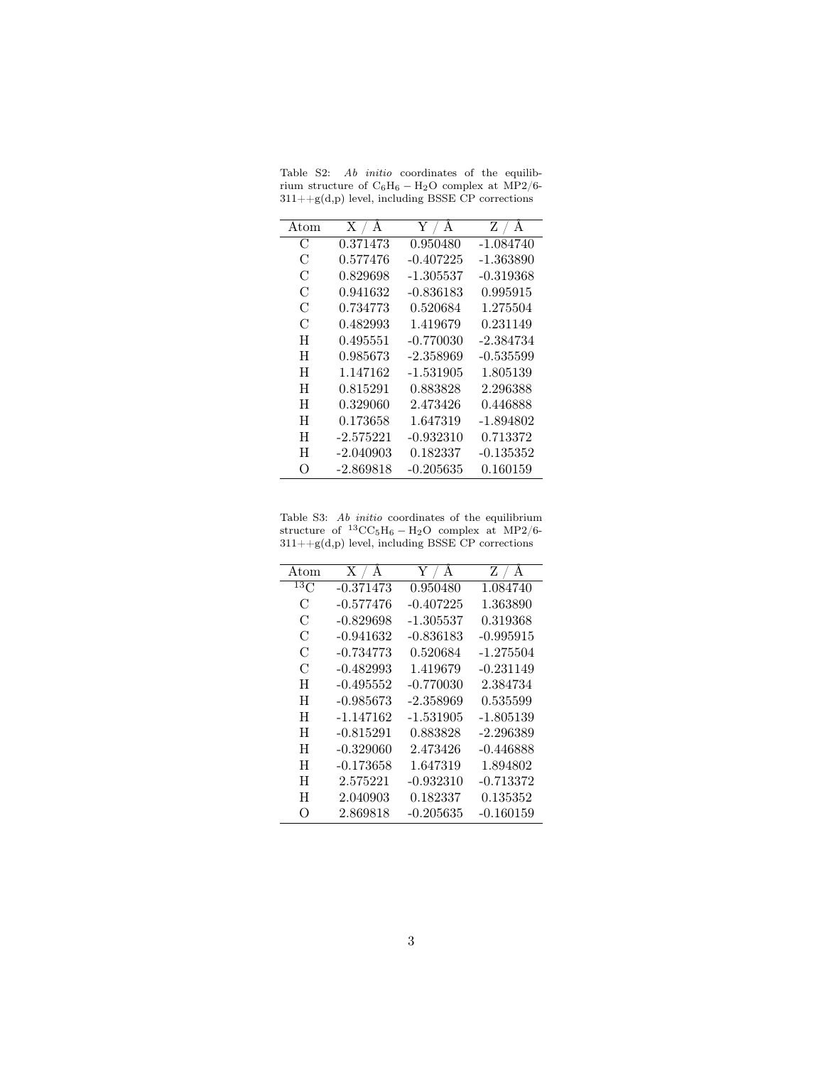Table S2: *Ab initio* coordinates of the equilibrium structure of $C_6H_6 - H_2O$ complex at MP2/6-311++g(d,p) level, including BSSE CP corrections

| Atom | X / Å | Y / Å | Z / Å |
|---|---|---|---|
| C | 0.371473 | 0.950480 | -1.084740 |
| C | 0.577476 | -0.407225 | -1.363890 |
| C | 0.829698 | -1.305537 | -0.319368 |
| C | 0.941632 | -0.836183 | 0.995915 |
| C | 0.734773 | 0.520684 | 1.275504 |
| C | 0.482993 | 1.419679 | 0.231149 |
| H | 0.495551 | -0.770030 | -2.384734 |
| H | 0.985673 | -2.358969 | -0.535599 |
| H | 1.147162 | -1.531905 | 1.805139 |
| H | 0.815291 | 0.883828 | 2.296388 |
| H | 0.329060 | 2.473426 | 0.446888 |
| H | 0.173658 | 1.647319 | -1.894802 |
| H | -2.575221 | -0.932310 | 0.713372 |
| H | -2.040903 | 0.182337 | -0.135352 |
| O | -2.869818 | -0.205635 | 0.160159 |

Table S3: *Ab initio* coordinates of the equilibrium structure of $^{13}CC_5H_6 - H_2O$ complex at MP2/6-311++g(d,p) level, including BSSE CP corrections

| Atom | X / Å | Y / Å | Z / Å |
|---|---|---|---|
| $^{13}C$ | -0.371473 | 0.950480 | 1.084740 |
| C | -0.577476 | -0.407225 | 1.363890 |
| C | -0.829698 | -1.305537 | 0.319368 |
| C | -0.941632 | -0.836183 | -0.995915 |
| C | -0.734773 | 0.520684 | -1.275504 |
| C | -0.482993 | 1.419679 | -0.231149 |
| H | -0.495552 | -0.770030 | 2.384734 |
| H | -0.985673 | -2.358969 | 0.535599 |
| H | -1.147162 | -1.531905 | -1.805139 |
| H | -0.815291 | 0.883828 | -2.296389 |
| H | -0.329060 | 2.473426 | -0.446888 |
| H | -0.173658 | 1.647319 | 1.894802 |
| H | 2.575221 | -0.932310 | -0.713372 |
| H | 2.040903 | 0.182337 | 0.135352 |
| O | 2.869818 | -0.205635 | -0.160159 |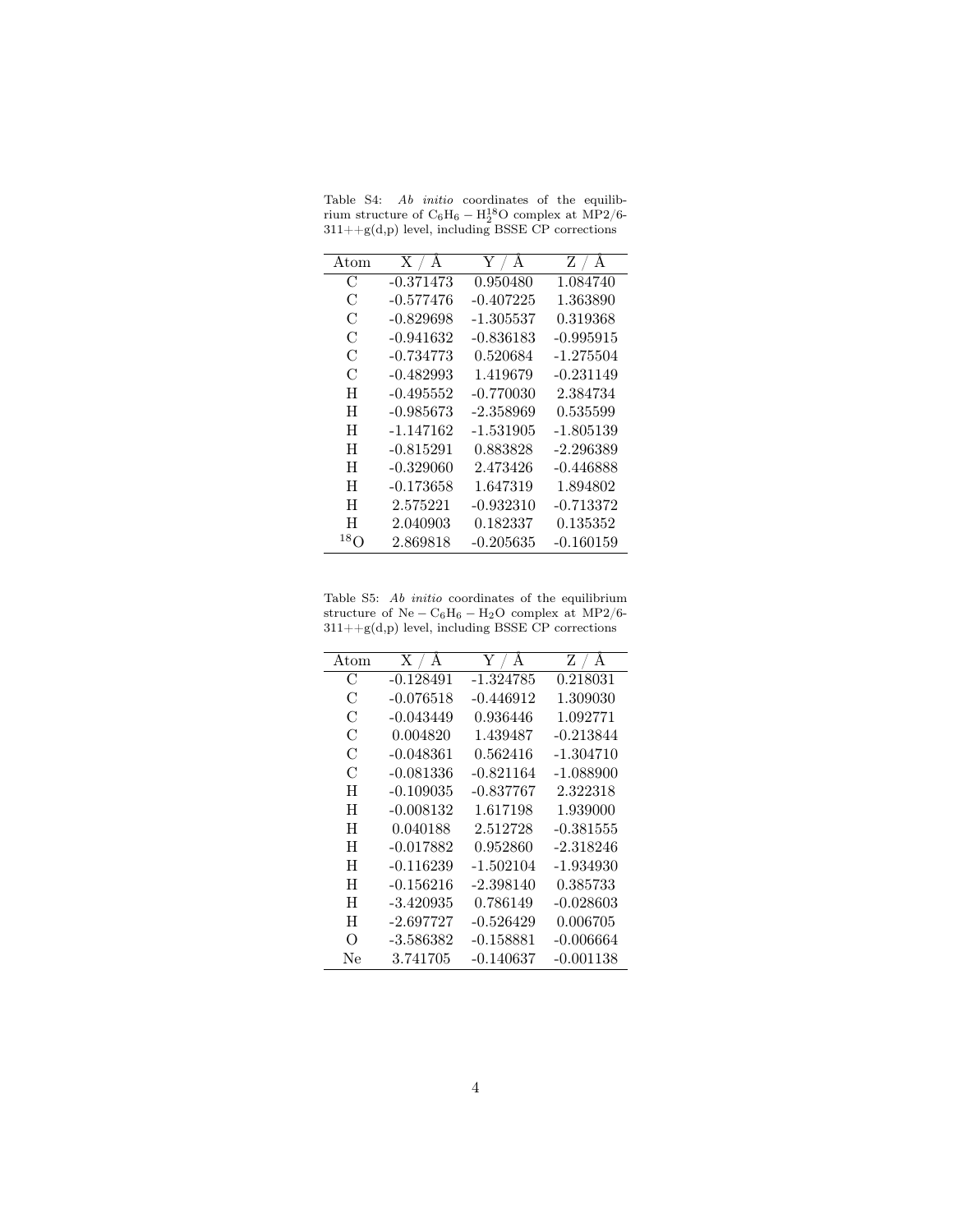Table S4: *Ab initio* coordinates of the equilibrium structure of $C_6H_6 - H_2^{18}O$ complex at MP2/6-311++g(d,p) level, including BSSE CP corrections

| Atom | X / Å | Y / Å | Z / Å |
|---|---|---|---|
| C | -0.371473 | 0.950480 | 1.084740 |
| C | -0.577476 | -0.407225 | 1.363890 |
| C | -0.829698 | -1.305537 | 0.319368 |
| C | -0.941632 | -0.836183 | -0.995915 |
| C | -0.734773 | 0.520684 | -1.275504 |
| C | -0.482993 | 1.419679 | -0.231149 |
| H | -0.495552 | -0.770030 | 2.384734 |
| H | -0.985673 | -2.358969 | 0.535599 |
| H | -1.147162 | -1.531905 | -1.805139 |
| H | -0.815291 | 0.883828 | -2.296389 |
| H | -0.329060 | 2.473426 | -0.446888 |
| H | -0.173658 | 1.647319 | 1.894802 |
| H | 2.575221 | -0.932310 | -0.713372 |
| H | 2.040903 | 0.182337 | 0.135352 |
| $^{18}O$ | 2.869818 | -0.205635 | -0.160159 |

Table S5: *Ab initio* coordinates of the equilibrium structure of $Ne - C_6H_6 - H_2O$ complex at MP2/6-311++g(d,p) level, including BSSE CP corrections

| Atom | X / Å | Y / Å | Z / Å |
|---|---|---|---|
| C | -0.128491 | -1.324785 | 0.218031 |
| C | -0.076518 | -0.446912 | 1.309030 |
| C | -0.043449 | 0.936446 | 1.092771 |
| C | 0.004820 | 1.439487 | -0.213844 |
| C | -0.048361 | 0.562416 | -1.304710 |
| C | -0.081336 | -0.821164 | -1.088900 |
| H | -0.109035 | -0.837767 | 2.322318 |
| H | -0.008132 | 1.617198 | 1.939000 |
| H | 0.040188 | 2.512728 | -0.381555 |
| H | -0.017882 | 0.952860 | -2.318246 |
| H | -0.116239 | -1.502104 | -1.934930 |
| H | -0.156216 | -2.398140 | 0.385733 |
| H | -3.420935 | 0.786149 | -0.028603 |
| H | -2.697727 | -0.526429 | 0.006705 |
| O | -3.586382 | -0.158881 | -0.006664 |
| Ne | 3.741705 | -0.140637 | -0.001138 |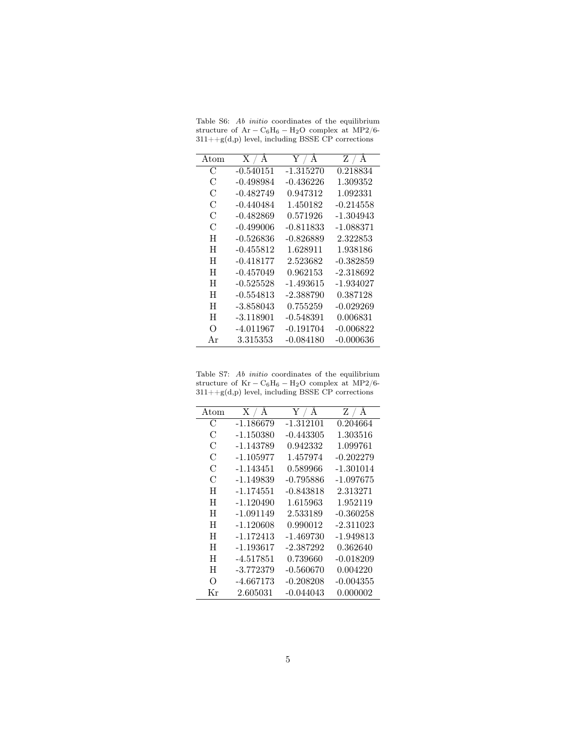Table S6: *Ab initio* coordinates of the equilibrium structure of $Ar - C_6H_6 - H_2O$ complex at MP2/6-311++g(d,p) level, including BSSE CP corrections

| Atom | X / Å | Y / Å | Z / Å |
|---|---|---|---|
| C | -0.540151 | -1.315270 | 0.218834 |
| C | -0.498984 | -0.436226 | 1.309352 |
| C | -0.482749 | 0.947312 | 1.092331 |
| C | -0.440484 | 1.450182 | -0.214558 |
| C | -0.482869 | 0.571926 | -1.304943 |
| C | -0.499006 | -0.811833 | -1.088371 |
| H | -0.526836 | -0.826889 | 2.322853 |
| H | -0.455812 | 1.628911 | 1.938186 |
| H | -0.418177 | 2.523682 | -0.382859 |
| H | -0.457049 | 0.962153 | -2.318692 |
| H | -0.525528 | -1.493615 | -1.934027 |
| H | -0.554813 | -2.388790 | 0.387128 |
| H | -3.858043 | 0.755259 | -0.029269 |
| H | -3.118901 | -0.548391 | 0.006831 |
| O | -4.011967 | -0.191704 | -0.006822 |
| Ar | 3.315353 | -0.084180 | -0.000636 |

Table S7: *Ab initio* coordinates of the equilibrium structure of $Kr - C_6H_6 - H_2O$ complex at MP2/6-311++g(d,p) level, including BSSE CP corrections

| Atom | X / Å | Y / Å | Z / Å |
|---|---|---|---|
| C | -1.186679 | -1.312101 | 0.204664 |
| C | -1.150380 | -0.443305 | 1.303516 |
| C | -1.143789 | 0.942332 | 1.099761 |
| C | -1.105977 | 1.457974 | -0.202279 |
| C | -1.143451 | 0.589966 | -1.301014 |
| C | -1.149839 | -0.795886 | -1.097675 |
| H | -1.174551 | -0.843818 | 2.313271 |
| H | -1.120490 | 1.615963 | 1.952119 |
| H | -1.091149 | 2.533189 | -0.360258 |
| H | -1.120608 | 0.990012 | -2.311023 |
| H | -1.172413 | -1.469730 | -1.949813 |
| H | -1.193617 | -2.387292 | 0.362640 |
| H | -4.517851 | 0.739660 | -0.018209 |
| H | -3.772379 | -0.560670 | 0.004220 |
| O | -4.667173 | -0.208208 | -0.004355 |
| Kr | 2.605031 | -0.044043 | 0.000002 |